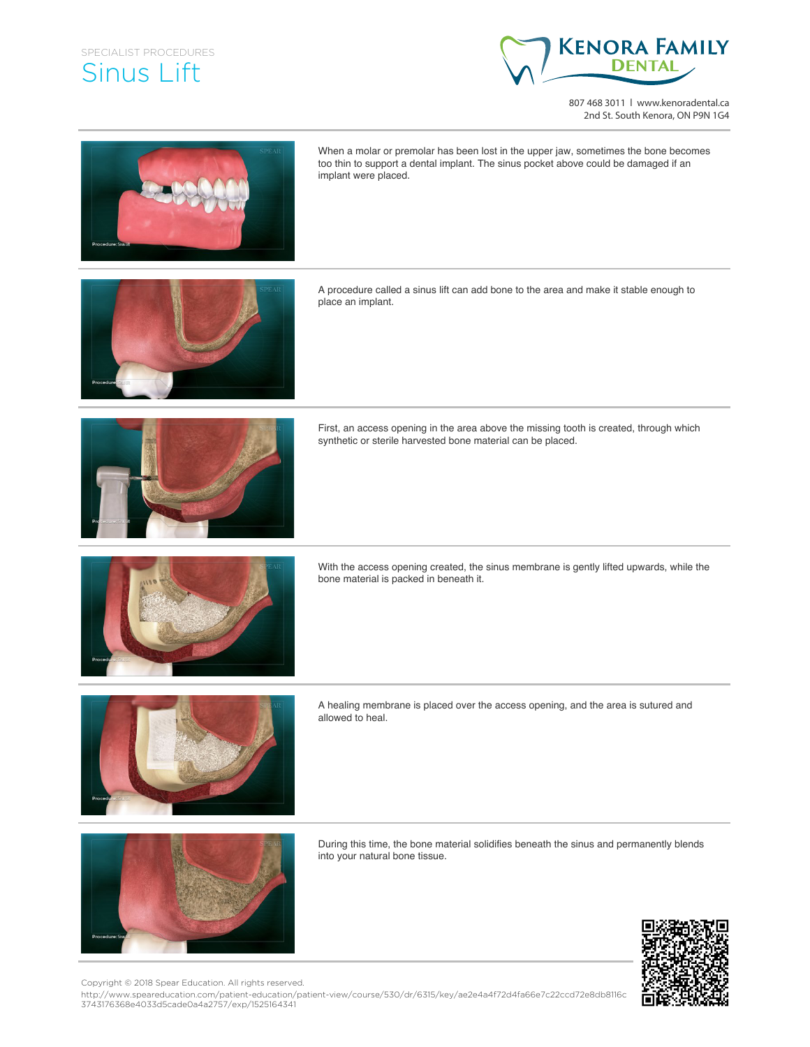SPECIALIST PROCEDURES

# Sinus Lift

KENORA FAMILY DENTAL

807 468 3011 | www.kenoradental.ca
2nd St. South Kenora, ON P9N 1G4

When a molar or premolar has been lost in the upper jaw, sometimes the bone becomes too thin to support a dental implant. The sinus pocket above could be damaged if an implant were placed.

A procedure called a sinus lift can add bone to the area and make it stable enough to place an implant.

First, an access opening in the area above the missing tooth is created, through which synthetic or sterile harvested bone material can be placed.

With the access opening created, the sinus membrane is gently lifted upwards, while the bone material is packed in beneath it.

A healing membrane is placed over the access opening, and the area is sutured and allowed to heal.

During this time, the bone material solidifies beneath the sinus and permanently blends into your natural bone tissue.

Copyright © 2018 Spear Education. All rights reserved.
http://www.speareducation.com/patient-education/patient-view/course/530/dr/6315/key/ae2e4a4f72d4fa66e7c22ccd72e8db8116c3743176368e4033d5cade0a4a2757/exp/1525164341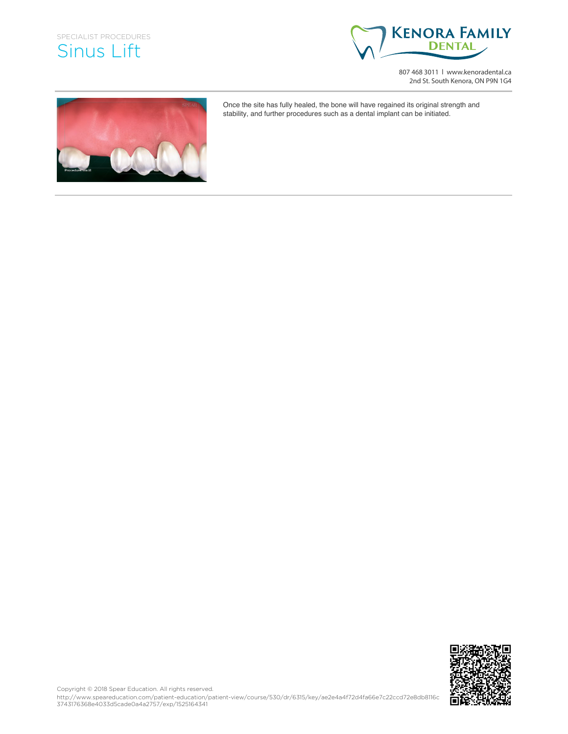Once the site has fully healed, the bone will have regained its original strength and stability, and further procedures such as a dental implant can be initiated.

Copyright © 2018 Spear Education. All rights reserved.

http://www.speareducation.com/patient-education/patient-view/course/530/dr/6315/key/ae2e4a4f72d4fa66e7c22ccd72e8db8116c3743176368e4033d5cade0a4a2757/exp/1525164341